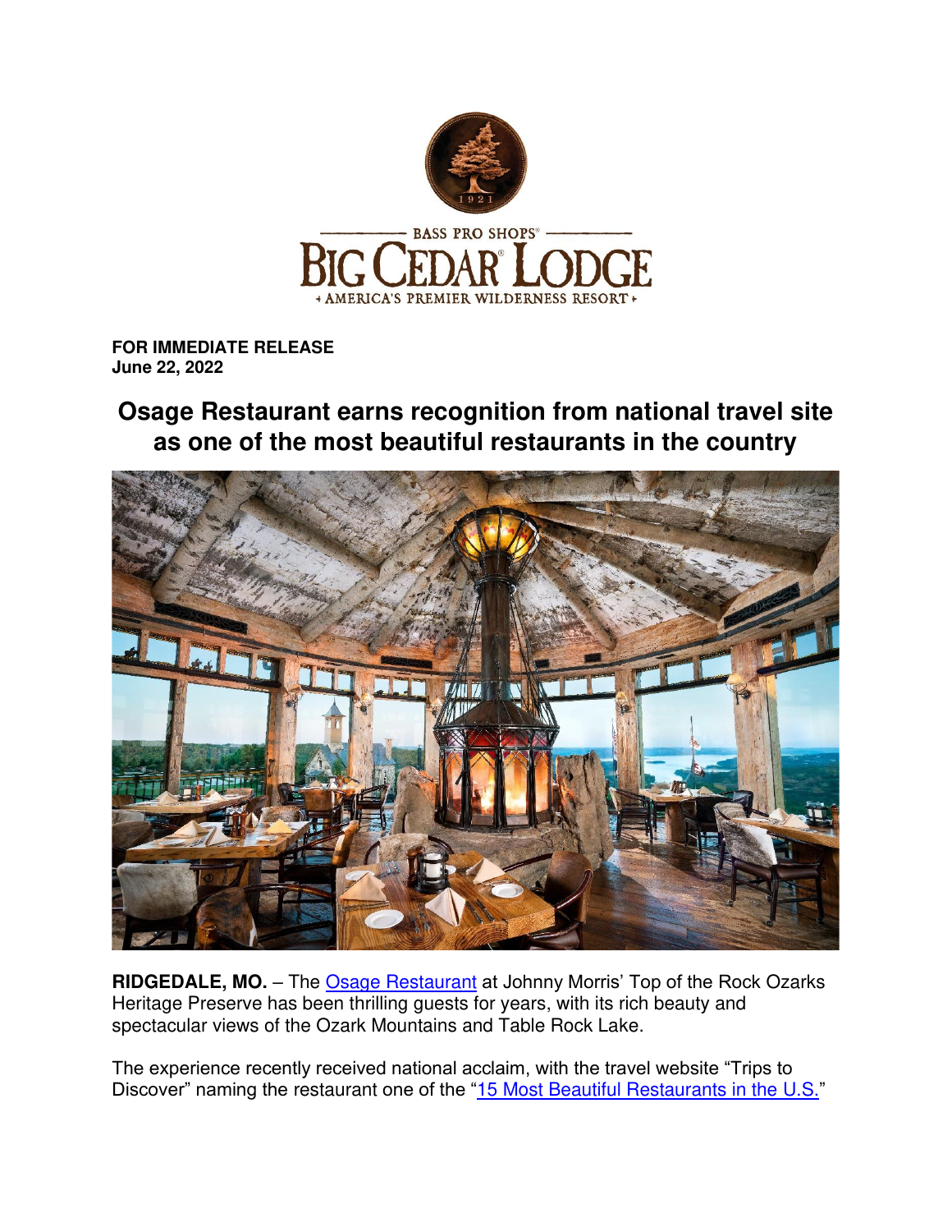FOR IMMEDIATE RELEASE
June 22, 2022

# Osage Restaurant earns recognition from national travel site as one of the most beautiful restaurants in the country

**RIDGEDALE, MO.** – The Osage Restaurant at Johnny Morris' Top of the Rock Ozarks Heritage Preserve has been thrilling guests for years, with its rich beauty and spectacular views of the Ozark Mountains and Table Rock Lake.

The experience recently received national acclaim, with the travel website "Trips to Discover" naming the restaurant one of the "15 Most Beautiful Restaurants in the U.S."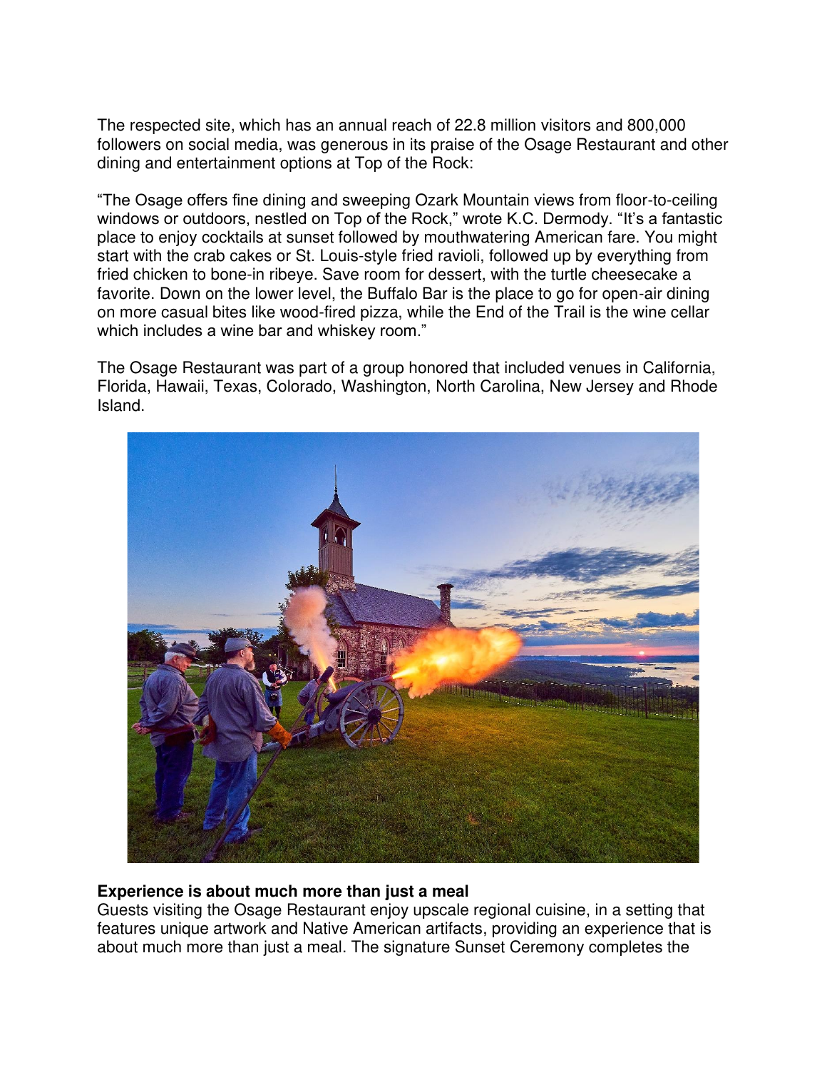The respected site, which has an annual reach of 22.8 million visitors and 800,000 followers on social media, was generous in its praise of the Osage Restaurant and other dining and entertainment options at Top of the Rock:

"The Osage offers fine dining and sweeping Ozark Mountain views from floor-to-ceiling windows or outdoors, nestled on Top of the Rock," wrote K.C. Dermody. "It's a fantastic place to enjoy cocktails at sunset followed by mouthwatering American fare. You might start with the crab cakes or St. Louis-style fried ravioli, followed up by everything from fried chicken to bone-in ribeye. Save room for dessert, with the turtle cheesecake a favorite. Down on the lower level, the Buffalo Bar is the place to go for open-air dining on more casual bites like wood-fired pizza, while the End of the Trail is the wine cellar which includes a wine bar and whiskey room."

The Osage Restaurant was part of a group honored that included venues in California, Florida, Hawaii, Texas, Colorado, Washington, North Carolina, New Jersey and Rhode Island.

**Experience is about much more than just a meal**

Guests visiting the Osage Restaurant enjoy upscale regional cuisine, in a setting that features unique artwork and Native American artifacts, providing an experience that is about much more than just a meal. The signature Sunset Ceremony completes the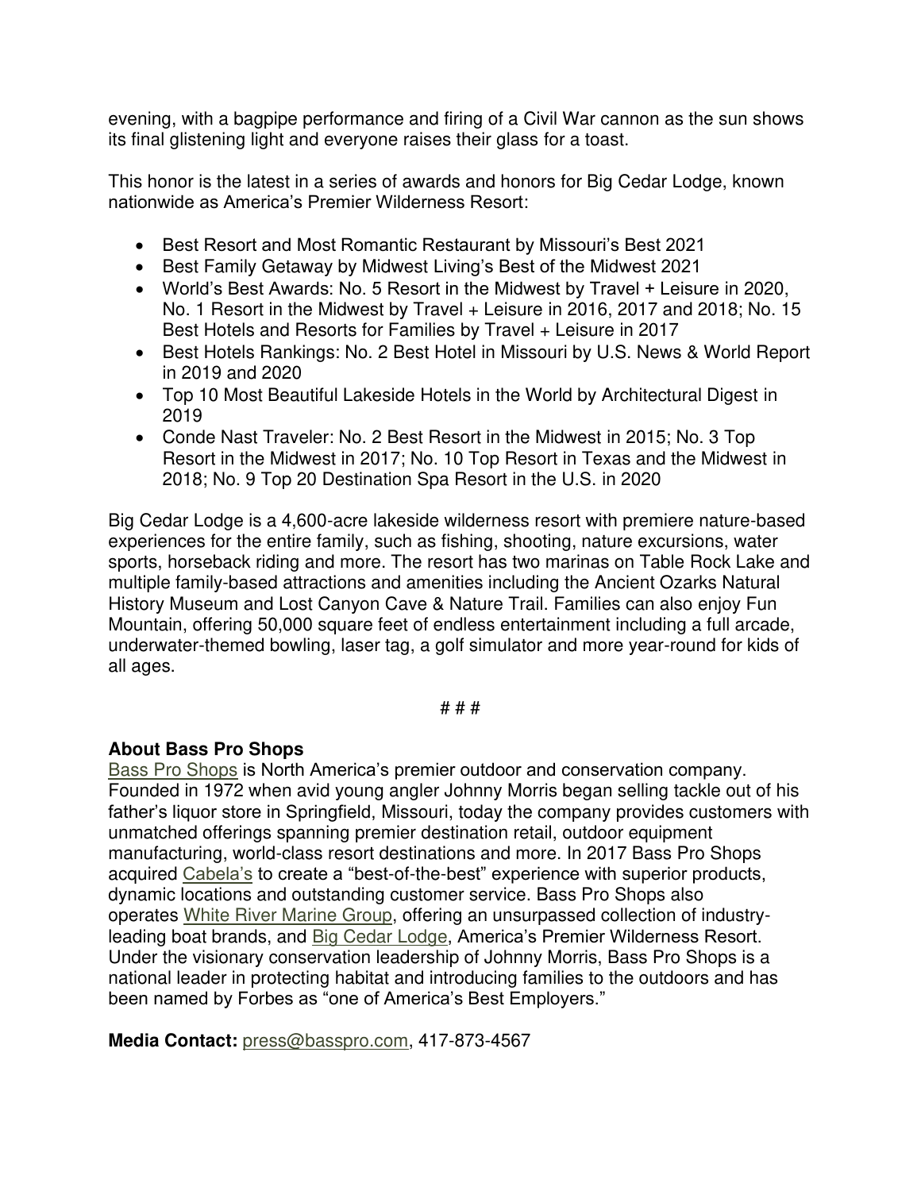evening, with a bagpipe performance and firing of a Civil War cannon as the sun shows its final glistening light and everyone raises their glass for a toast.

This honor is the latest in a series of awards and honors for Big Cedar Lodge, known nationwide as America's Premier Wilderness Resort:

- Best Resort and Most Romantic Restaurant by Missouri's Best 2021
- Best Family Getaway by Midwest Living's Best of the Midwest 2021
- World's Best Awards: No. 5 Resort in the Midwest by Travel + Leisure in 2020, No. 1 Resort in the Midwest by Travel + Leisure in 2016, 2017 and 2018; No. 15 Best Hotels and Resorts for Families by Travel + Leisure in 2017
- Best Hotels Rankings: No. 2 Best Hotel in Missouri by U.S. News & World Report in 2019 and 2020
- Top 10 Most Beautiful Lakeside Hotels in the World by Architectural Digest in 2019
- Conde Nast Traveler: No. 2 Best Resort in the Midwest in 2015; No. 3 Top Resort in the Midwest in 2017; No. 10 Top Resort in Texas and the Midwest in 2018; No. 9 Top 20 Destination Spa Resort in the U.S. in 2020

Big Cedar Lodge is a 4,600-acre lakeside wilderness resort with premiere nature-based experiences for the entire family, such as fishing, shooting, nature excursions, water sports, horseback riding and more. The resort has two marinas on Table Rock Lake and multiple family-based attractions and amenities including the Ancient Ozarks Natural History Museum and Lost Canyon Cave & Nature Trail. Families can also enjoy Fun Mountain, offering 50,000 square feet of endless entertainment including a full arcade, underwater-themed bowling, laser tag, a golf simulator and more year-round for kids of all ages.

# # #

**About Bass Pro Shops**

Bass Pro Shops is North America's premier outdoor and conservation company. Founded in 1972 when avid young angler Johnny Morris began selling tackle out of his father's liquor store in Springfield, Missouri, today the company provides customers with unmatched offerings spanning premier destination retail, outdoor equipment manufacturing, world-class resort destinations and more. In 2017 Bass Pro Shops acquired Cabela's to create a "best-of-the-best" experience with superior products, dynamic locations and outstanding customer service. Bass Pro Shops also operates White River Marine Group, offering an unsurpassed collection of industry-leading boat brands, and Big Cedar Lodge, America's Premier Wilderness Resort. Under the visionary conservation leadership of Johnny Morris, Bass Pro Shops is a national leader in protecting habitat and introducing families to the outdoors and has been named by Forbes as "one of America's Best Employers."

**Media Contact:** press@basspro.com, 417-873-4567